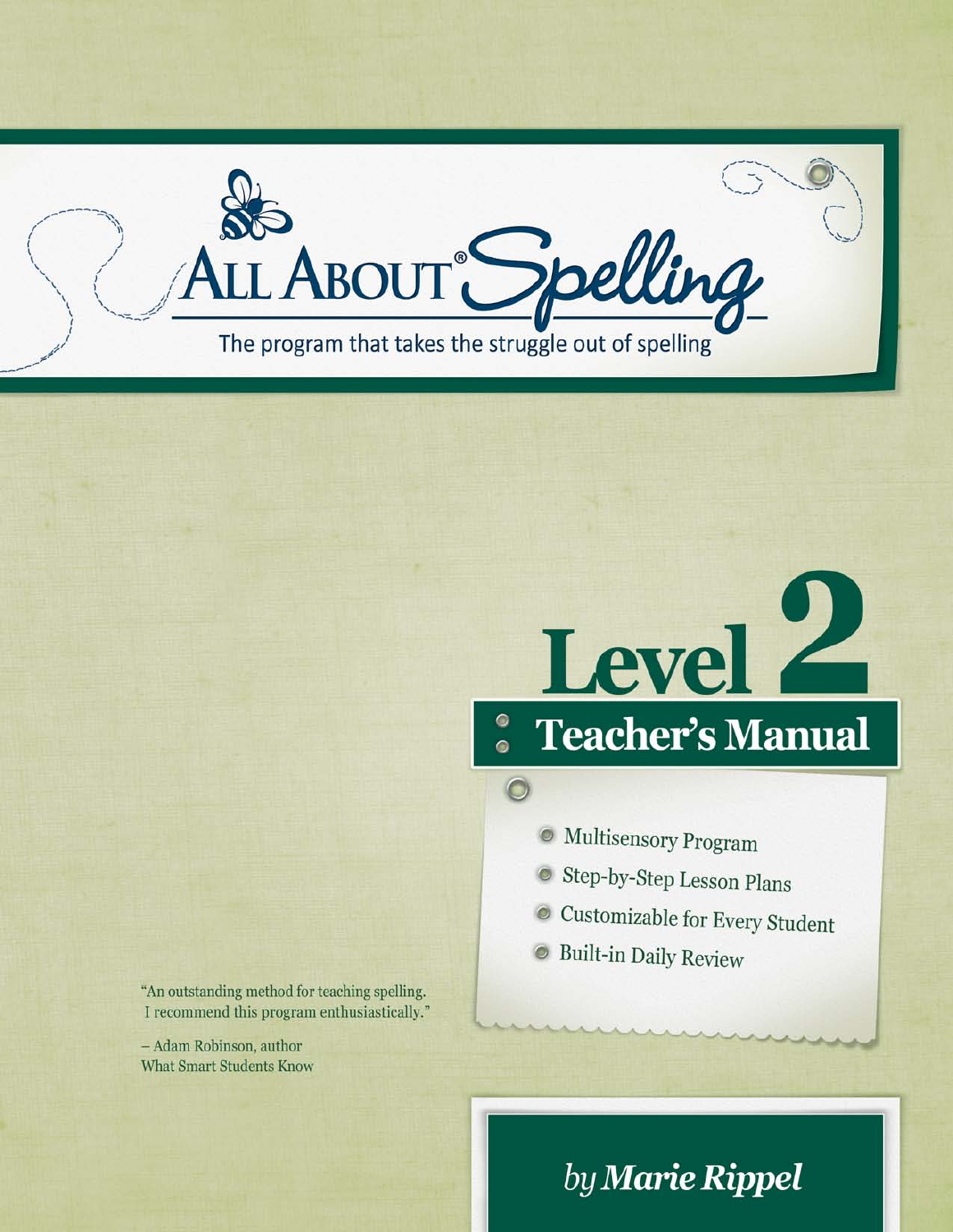# All About® Spelling

The program that takes the struggle out of spelling

# Level 2

## Teacher's Manual

- Multisensory Program
- Step-by-Step Lesson Plans
- Customizable for Every Student
- Built-in Daily Review

"An outstanding method for teaching spelling. I recommend this program enthusiastically."

– Adam Robinson, author
What Smart Students Know

*by* ***Marie Rippel***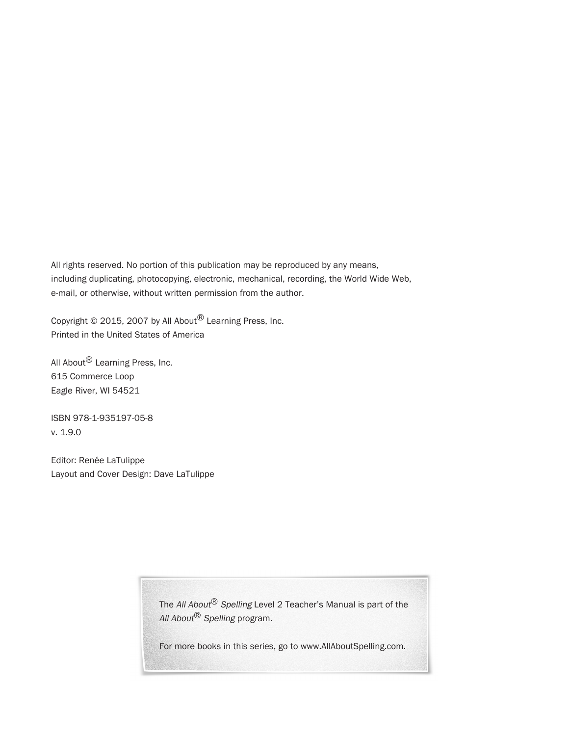All rights reserved. No portion of this publication may be reproduced by any means, including duplicating, photocopying, electronic, mechanical, recording, the World Wide Web, e-mail, or otherwise, without written permission from the author.

Copyright © 2015, 2007 by All About® Learning Press, Inc.
Printed in the United States of America

All About® Learning Press, Inc.
615 Commerce Loop
Eagle River, WI 54521

ISBN 978-1-935197-05-8
v. 1.9.0

Editor: Renée LaTulippe
Layout and Cover Design: Dave LaTulippe

The *All About® Spelling* Level 2 Teacher's Manual is part of the *All About® Spelling* program.

For more books in this series, go to www.AllAboutSpelling.com.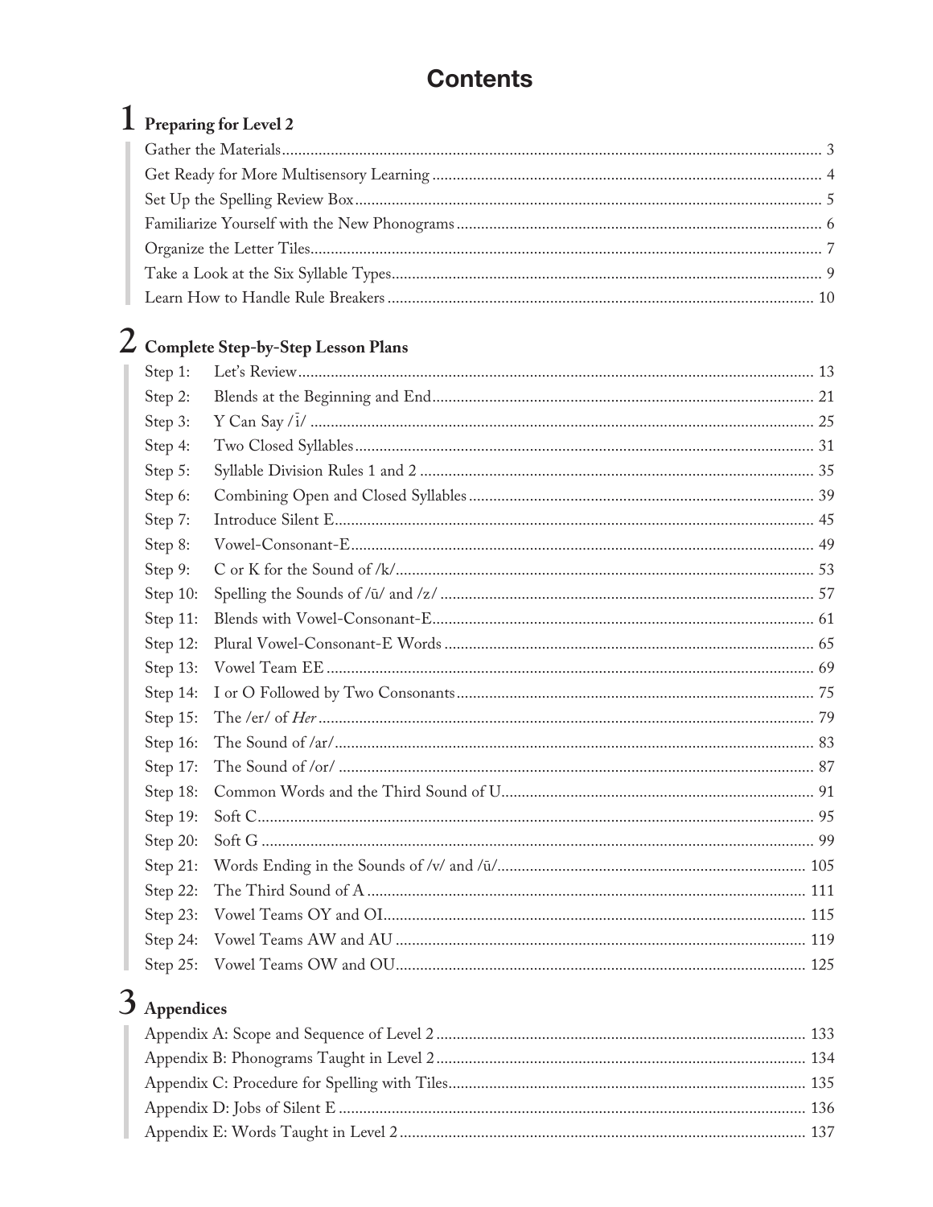# Contents

## 1 Preparing for Level 2

- Gather the Materials ........ 3
- Get Ready for More Multisensory Learning ........ 4
- Set Up the Spelling Review Box ........ 5
- Familiarize Yourself with the New Phonograms ........ 6
- Organize the Letter Tiles ........ 7
- Take a Look at the Six Syllable Types ........ 9
- Learn How to Handle Rule Breakers ........ 10

## 2 Complete Step-by-Step Lesson Plans

- Step 1: Let's Review ........ 13
- Step 2: Blends at the Beginning and End ........ 21
- Step 3: Y Can Say /ī/ ........ 25
- Step 4: Two Closed Syllables ........ 31
- Step 5: Syllable Division Rules 1 and 2 ........ 35
- Step 6: Combining Open and Closed Syllables ........ 39
- Step 7: Introduce Silent E ........ 45
- Step 8: Vowel-Consonant-E ........ 49
- Step 9: C or K for the Sound of /k/ ........ 53
- Step 10: Spelling the Sounds of /ū/ and /z/ ........ 57
- Step 11: Blends with Vowel-Consonant-E ........ 61
- Step 12: Plural Vowel-Consonant-E Words ........ 65
- Step 13: Vowel Team EE ........ 69
- Step 14: I or O Followed by Two Consonants ........ 75
- Step 15: The /er/ of *Her* ........ 79
- Step 16: The Sound of /ar/ ........ 83
- Step 17: The Sound of /or/ ........ 87
- Step 18: Common Words and the Third Sound of U ........ 91
- Step 19: Soft C ........ 95
- Step 20: Soft G ........ 99
- Step 21: Words Ending in the Sounds of /v/ and /ū/ ........ 105
- Step 22: The Third Sound of A ........ 111
- Step 23: Vowel Teams OY and OI ........ 115
- Step 24: Vowel Teams AW and AU ........ 119
- Step 25: Vowel Teams OW and OU ........ 125

## 3 Appendices

- Appendix A: Scope and Sequence of Level 2 ........ 133
- Appendix B: Phonograms Taught in Level 2 ........ 134
- Appendix C: Procedure for Spelling with Tiles ........ 135
- Appendix D: Jobs of Silent E ........ 136
- Appendix E: Words Taught in Level 2 ........ 137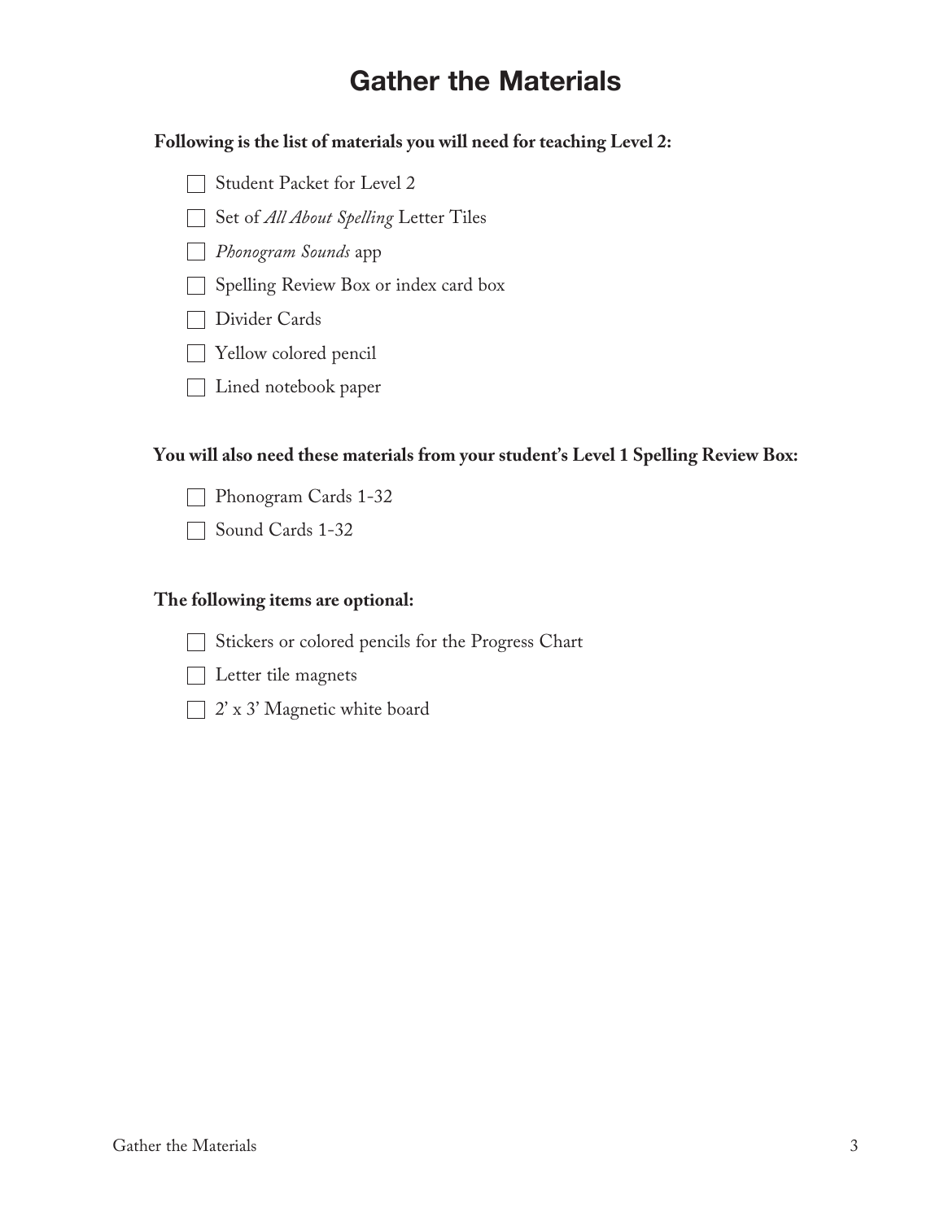# Gather the Materials

**Following is the list of materials you will need for teaching Level 2:**

- [ ] Student Packet for Level 2
- [ ] Set of *All About Spelling* Letter Tiles
- [ ] *Phonogram Sounds* app
- [ ] Spelling Review Box or index card box
- [ ] Divider Cards
- [ ] Yellow colored pencil
- [ ] Lined notebook paper

**You will also need these materials from your student's Level 1 Spelling Review Box:**

- [ ] Phonogram Cards 1-32
- [ ] Sound Cards 1-32

**The following items are optional:**

- [ ] Stickers or colored pencils for the Progress Chart
- [ ] Letter tile magnets
- [ ] 2' x 3' Magnetic white board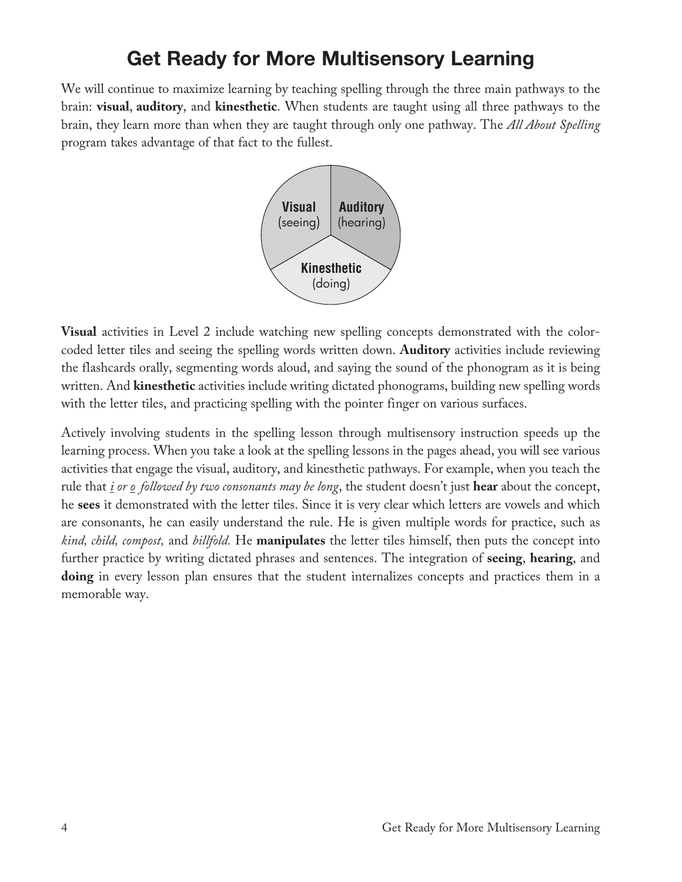# Get Ready for More Multisensory Learning

We will continue to maximize learning by teaching spelling through the three main pathways to the brain: **visual**, **auditory**, and **kinesthetic**. When students are taught using all three pathways to the brain, they learn more than when they are taught through only one pathway. The *All About Spelling* program takes advantage of that fact to the fullest.

**Visual** (seeing) | **Auditory** (hearing) | **Kinesthetic** (doing)

**Visual** activities in Level 2 include watching new spelling concepts demonstrated with the color-coded letter tiles and seeing the spelling words written down. **Auditory** activities include reviewing the flashcards orally, segmenting words aloud, and saying the sound of the phonogram as it is being written. And **kinesthetic** activities include writing dictated phonograms, building new spelling words with the letter tiles, and practicing spelling with the pointer finger on various surfaces.

Actively involving students in the spelling lesson through multisensory instruction speeds up the learning process. When you take a look at the spelling lessons in the pages ahead, you will see various activities that engage the visual, auditory, and kinesthetic pathways. For example, when you teach the rule that *i or o followed by two consonants may be long*, the student doesn't just **hear** about the concept, he **sees** it demonstrated with the letter tiles. Since it is very clear which letters are vowels and which are consonants, he can easily understand the rule. He is given multiple words for practice, such as *kind, child, compost,* and *billfold.* He **manipulates** the letter tiles himself, then puts the concept into further practice by writing dictated phrases and sentences. The integration of **seeing**, **hearing**, and **doing** in every lesson plan ensures that the student internalizes concepts and practices them in a memorable way.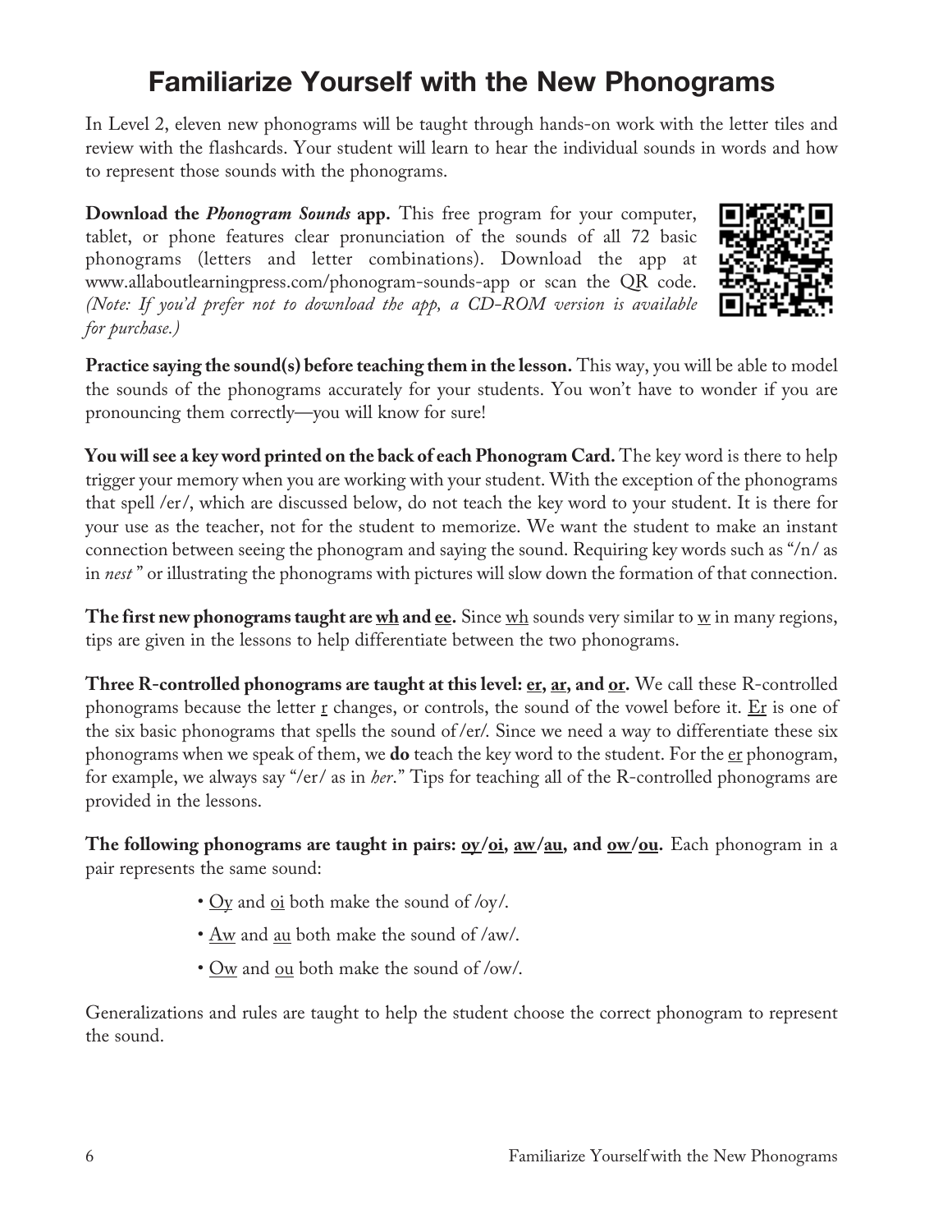# Familiarize Yourself with the New Phonograms

In Level 2, eleven new phonograms will be taught through hands-on work with the letter tiles and review with the flashcards. Your student will learn to hear the individual sounds in words and how to represent those sounds with the phonograms.

**Download the *Phonogram Sounds* app.** This free program for your computer, tablet, or phone features clear pronunciation of the sounds of all 72 basic phonograms (letters and letter combinations). Download the app at www.allaboutlearningpress.com/phonogram-sounds-app or scan the QR code. *(Note: If you'd prefer not to download the app, a CD-ROM version is available for purchase.)*

**Practice saying the sound(s) before teaching them in the lesson.** This way, you will be able to model the sounds of the phonograms accurately for your students. You won't have to wonder if you are pronouncing them correctly—you will know for sure!

**You will see a key word printed on the back of each Phonogram Card.** The key word is there to help trigger your memory when you are working with your student. With the exception of the phonograms that spell /er/, which are discussed below, do not teach the key word to your student. It is there for your use as the teacher, not for the student to memorize. We want the student to make an instant connection between seeing the phonogram and saying the sound. Requiring key words such as "/n/ as in *nest*" or illustrating the phonograms with pictures will slow down the formation of that connection.

**The first new phonograms taught are wh and ee.** Since wh sounds very similar to w in many regions, tips are given in the lessons to help differentiate between the two phonograms.

**Three R-controlled phonograms are taught at this level: er, ar, and or.** We call these R-controlled phonograms because the letter r changes, or controls, the sound of the vowel before it. Er is one of the six basic phonograms that spells the sound of /er/. Since we need a way to differentiate these six phonograms when we speak of them, we **do** teach the key word to the student. For the er phonogram, for example, we always say "/er/ as in *her*." Tips for teaching all of the R-controlled phonograms are provided in the lessons.

**The following phonograms are taught in pairs: oy/oi, aw/au, and ow/ou.** Each phonogram in a pair represents the same sound:

- Oy and oi both make the sound of /oy/.
- Aw and au both make the sound of /aw/.
- Ow and ou both make the sound of /ow/.

Generalizations and rules are taught to help the student choose the correct phonogram to represent the sound.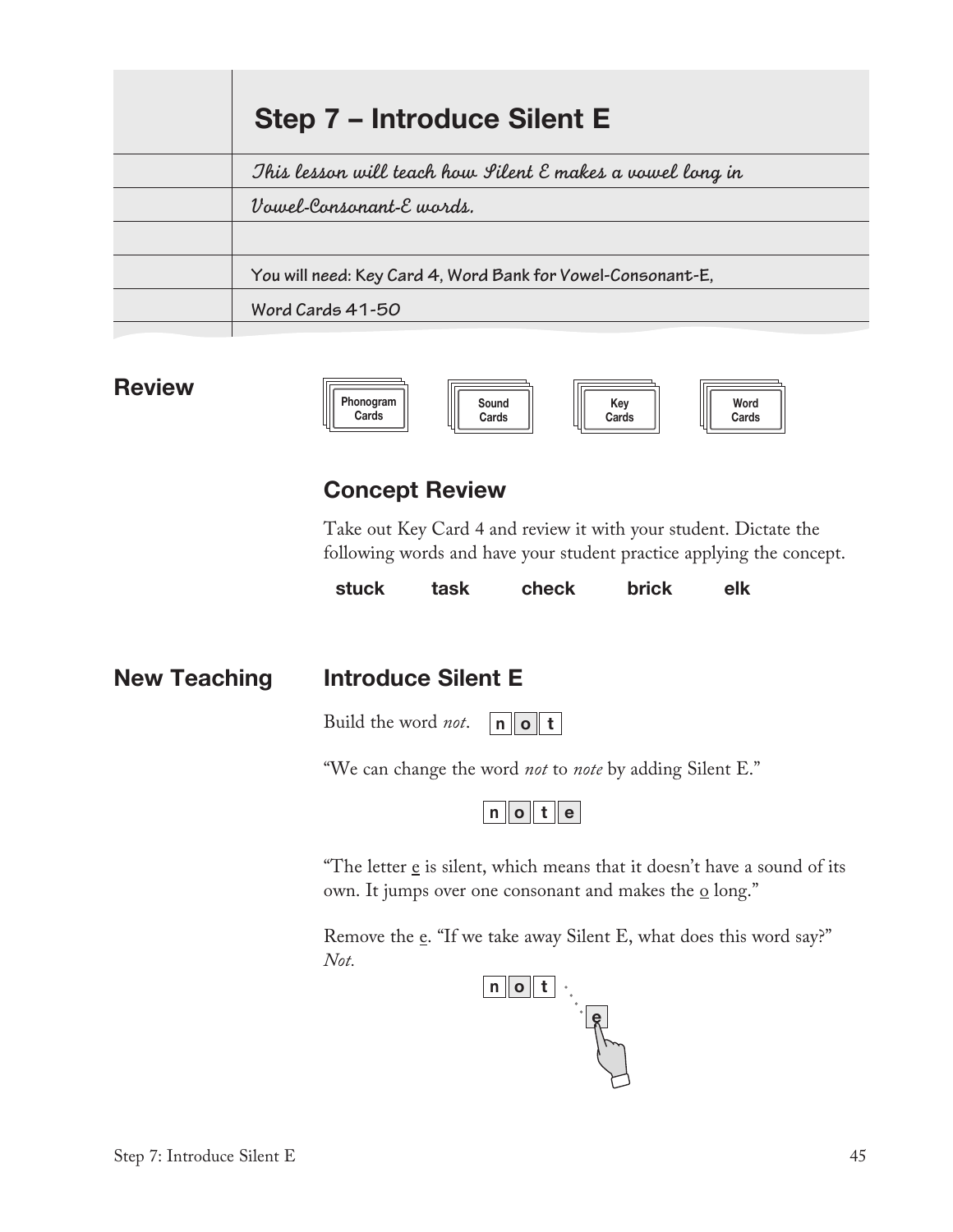# Step 7 – Introduce Silent E

*This lesson will teach how Silent E makes a vowel long in Vowel-Consonant-E words.*

**You will need: Key Card 4, Word Bank for Vowel-Consonant-E, Word Cards 41-50**

## Review

Phonogram Cards | Sound Cards | Key Cards | Word Cards

### Concept Review

Take out Key Card 4 and review it with your student. Dictate the following words and have your student practice applying the concept.

**stuck** **task** **check** **brick** **elk**

## New Teaching

### Introduce Silent E

Build the word *not*. **n o t**

"We can change the word *not* to *note* by adding Silent E."

**n o t e**

"The letter e is silent, which means that it doesn't have a sound of its own. It jumps over one consonant and makes the o long."

Remove the e. "If we take away Silent E, what does this word say?" *Not.*

**n o t** **e**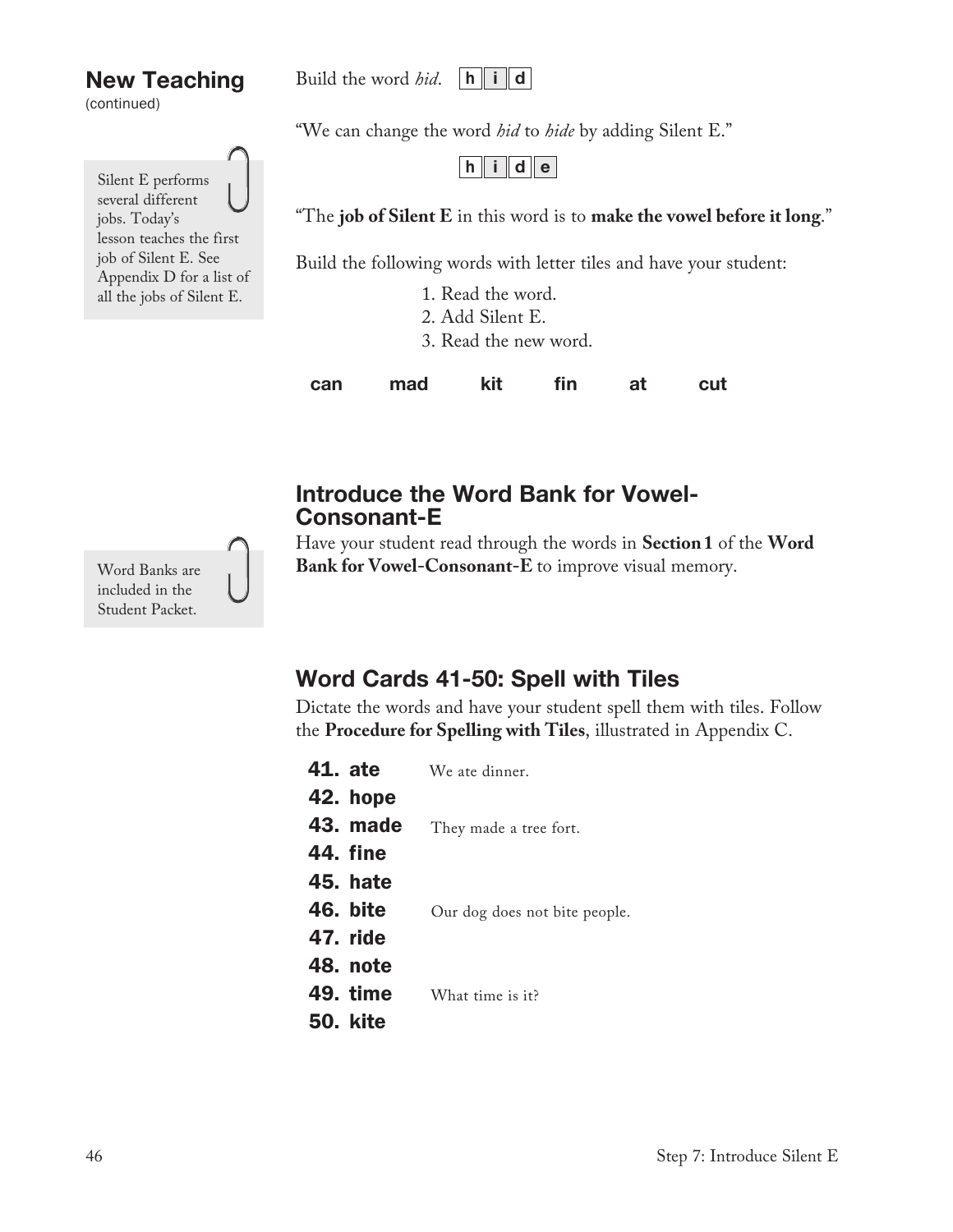## New Teaching
(continued)

> Silent E performs several different jobs. Today's lesson teaches the first job of Silent E. See Appendix D for a list of all the jobs of Silent E.

Build the word *hid*. **h i d**

"We can change the word *hid* to *hide* by adding Silent E."

**h i d e**

"The **job of Silent E** in this word is to **make the vowel before it long**."

Build the following words with letter tiles and have your student:

1. Read the word.
2. Add Silent E.
3. Read the new word.

**can** **mad** **kit** **fin** **at** **cut**

## Introduce the Word Bank for Vowel-Consonant-E

> Word Banks are included in the Student Packet.

Have your student read through the words in **Section 1** of the **Word Bank for Vowel-Consonant-E** to improve visual memory.

## Word Cards 41-50: Spell with Tiles

Dictate the words and have your student spell them with tiles. Follow the **Procedure for Spelling with Tiles**, illustrated in Appendix C.

| | |
|---|---|
| **41. ate** | We ate dinner. |
| **42. hope** | |
| **43. made** | They made a tree fort. |
| **44. fine** | |
| **45. hate** | |
| **46. bite** | Our dog does not bite people. |
| **47. ride** | |
| **48. note** | |
| **49. time** | What time is it? |
| **50. kite** | |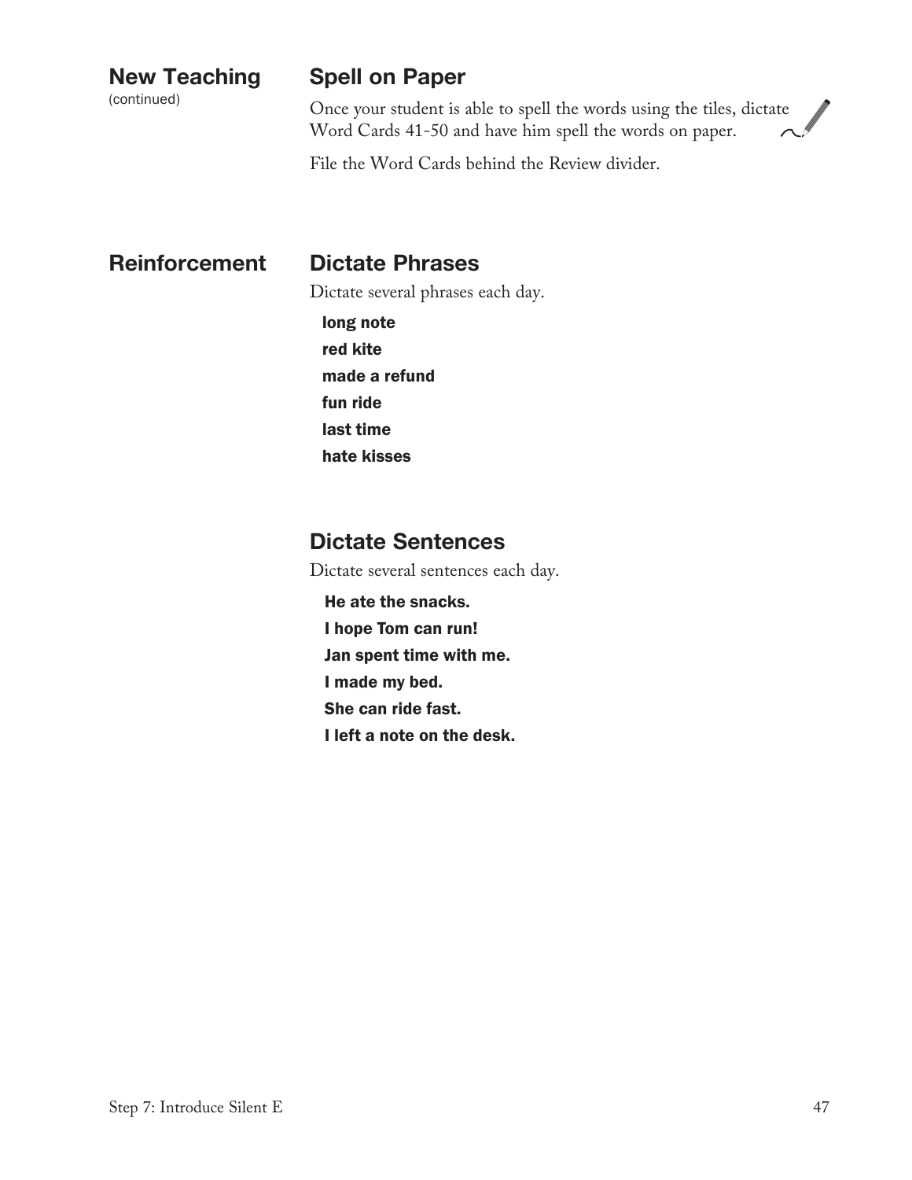## New Teaching
(continued)

### Spell on Paper

Once your student is able to spell the words using the tiles, dictate Word Cards 41-50 and have him spell the words on paper.

File the Word Cards behind the Review divider.

## Reinforcement

### Dictate Phrases

Dictate several phrases each day.

**long note**
**red kite**
**made a refund**
**fun ride**
**last time**
**hate kisses**

### Dictate Sentences

Dictate several sentences each day.

**He ate the snacks.**
**I hope Tom can run!**
**Jan spent time with me.**
**I made my bed.**
**She can ride fast.**
**I left a note on the desk.**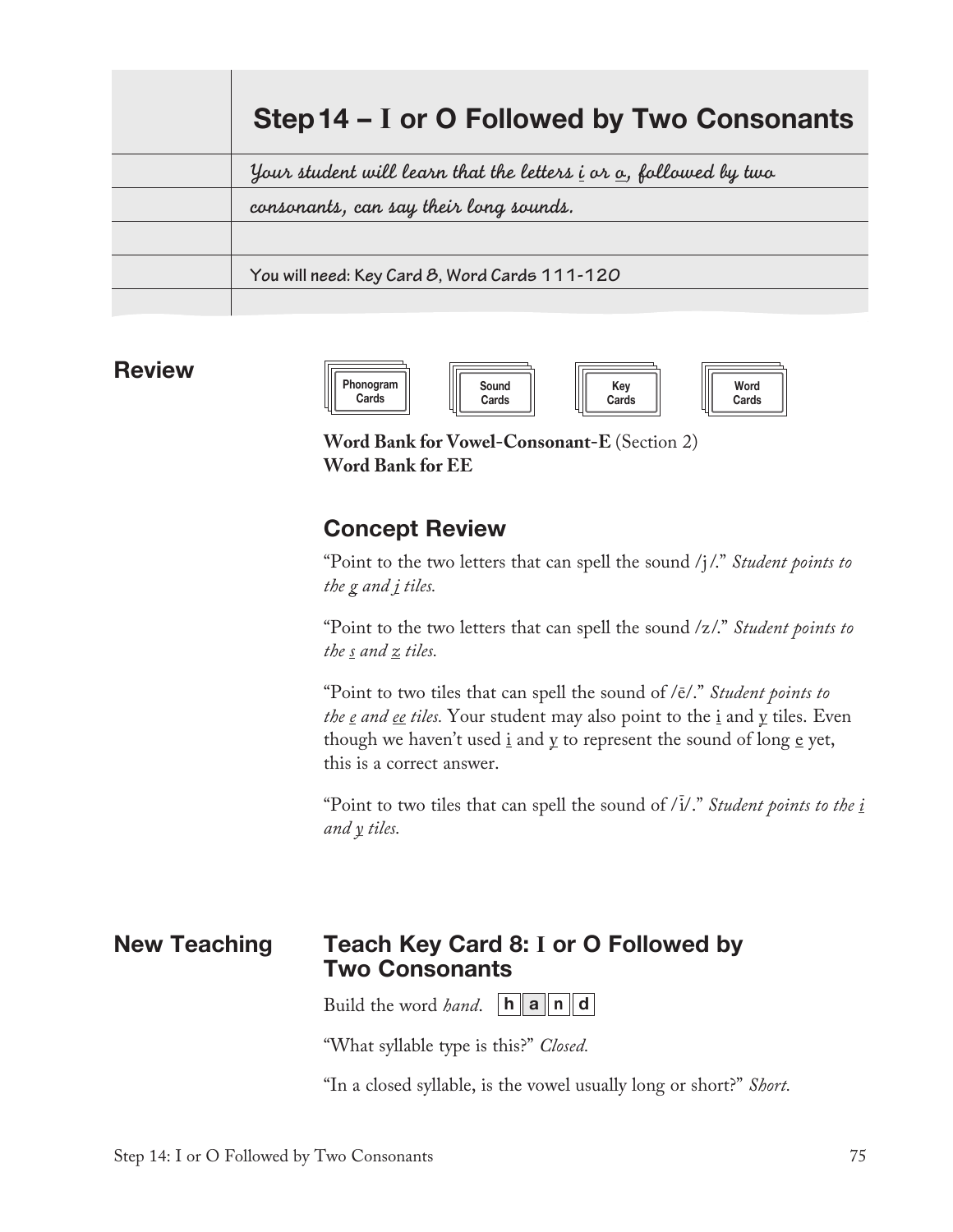# Step 14 – I or O Followed by Two Consonants

*Your student will learn that the letters i or o, followed by two consonants, can say their long sounds.*

**You will need:** Key Card 8, Word Cards 111-120

## Review

Phonogram Cards | Sound Cards | Key Cards | Word Cards

**Word Bank for Vowel-Consonant-E** (Section 2)
**Word Bank for EE**

### Concept Review

"Point to the two letters that can spell the sound /j/." *Student points to the g and j tiles.*

"Point to the two letters that can spell the sound /z/." *Student points to the s and z tiles.*

"Point to two tiles that can spell the sound of /ē/." *Student points to the e and ee tiles.* Your student may also point to the i and y tiles. Even though we haven't used i and y to represent the sound of long e yet, this is a correct answer.

"Point to two tiles that can spell the sound of /ī/." *Student points to the i and y tiles.*

## New Teaching

### Teach Key Card 8: I or O Followed by Two Consonants

Build the word *hand*. h a n d

"What syllable type is this?" *Closed.*

"In a closed syllable, is the vowel usually long or short?" *Short.*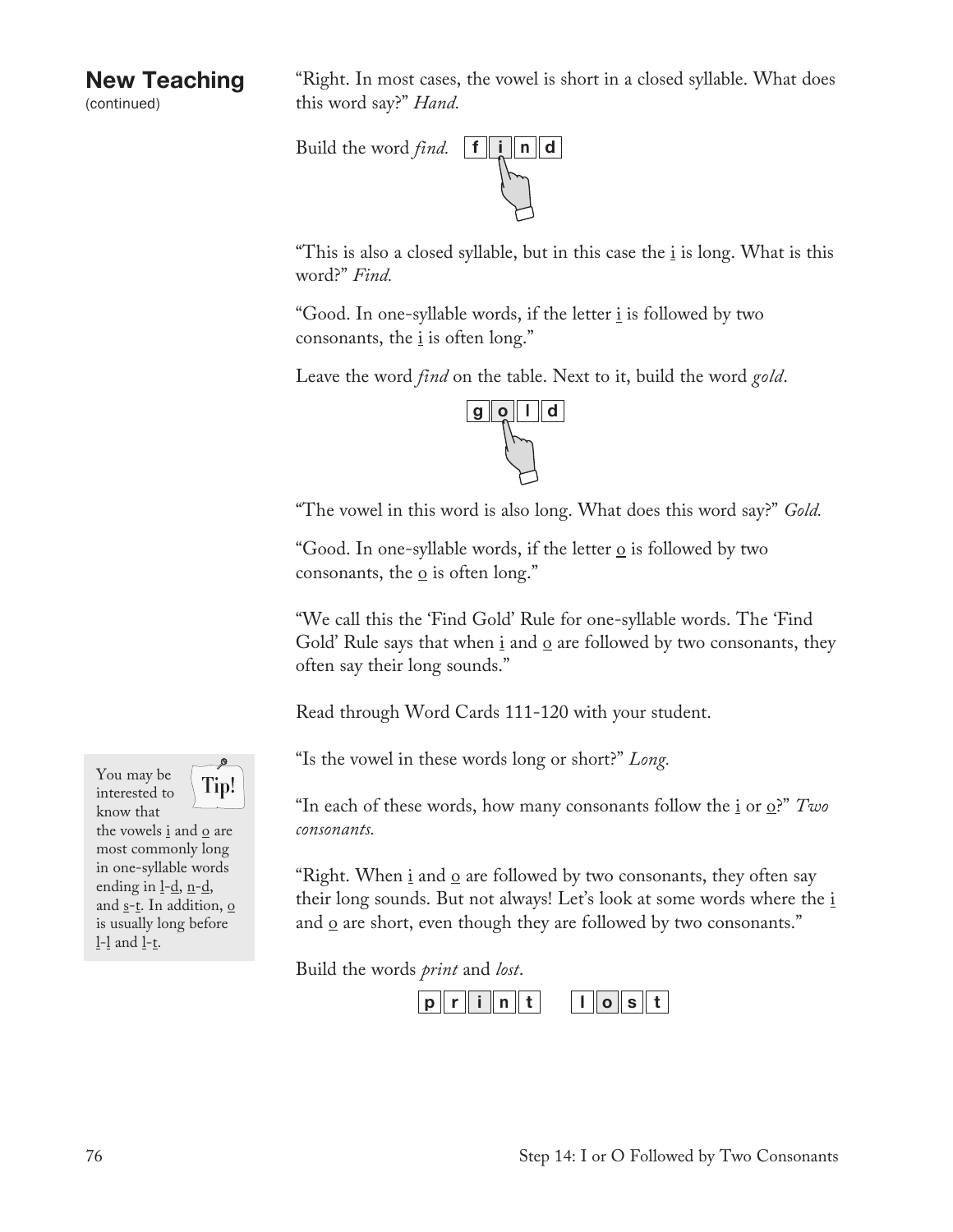## New Teaching
(continued)

"Right. In most cases, the vowel is short in a closed syllable. What does this word say?" *Hand.*

Build the word *find.* **f i n d**

"This is also a closed syllable, but in this case the i is long. What is this word?" *Find.*

"Good. In one-syllable words, if the letter i is followed by two consonants, the i is often long."

Leave the word *find* on the table. Next to it, build the word *gold*.

**g o l d**

"The vowel in this word is also long. What does this word say?" *Gold.*

"Good. In one-syllable words, if the letter o is followed by two consonants, the o is often long."

"We call this the 'Find Gold' Rule for one-syllable words. The 'Find Gold' Rule says that when i and o are followed by two consonants, they often say their long sounds."

Read through Word Cards 111-120 with your student.

> **Tip!** You may be interested to know that the vowels i and o are most commonly long in one-syllable words ending in l-d, n-d, and s-t. In addition, o is usually long before l-l and l-t.

"Is the vowel in these words long or short?" *Long.*

"In each of these words, how many consonants follow the i or o?" *Two consonants.*

"Right. When i and o are followed by two consonants, they often say their long sounds. But not always! Let's look at some words where the i and o are short, even though they are followed by two consonants."

Build the words *print* and *lost*.

**p r i n t** **l o s t**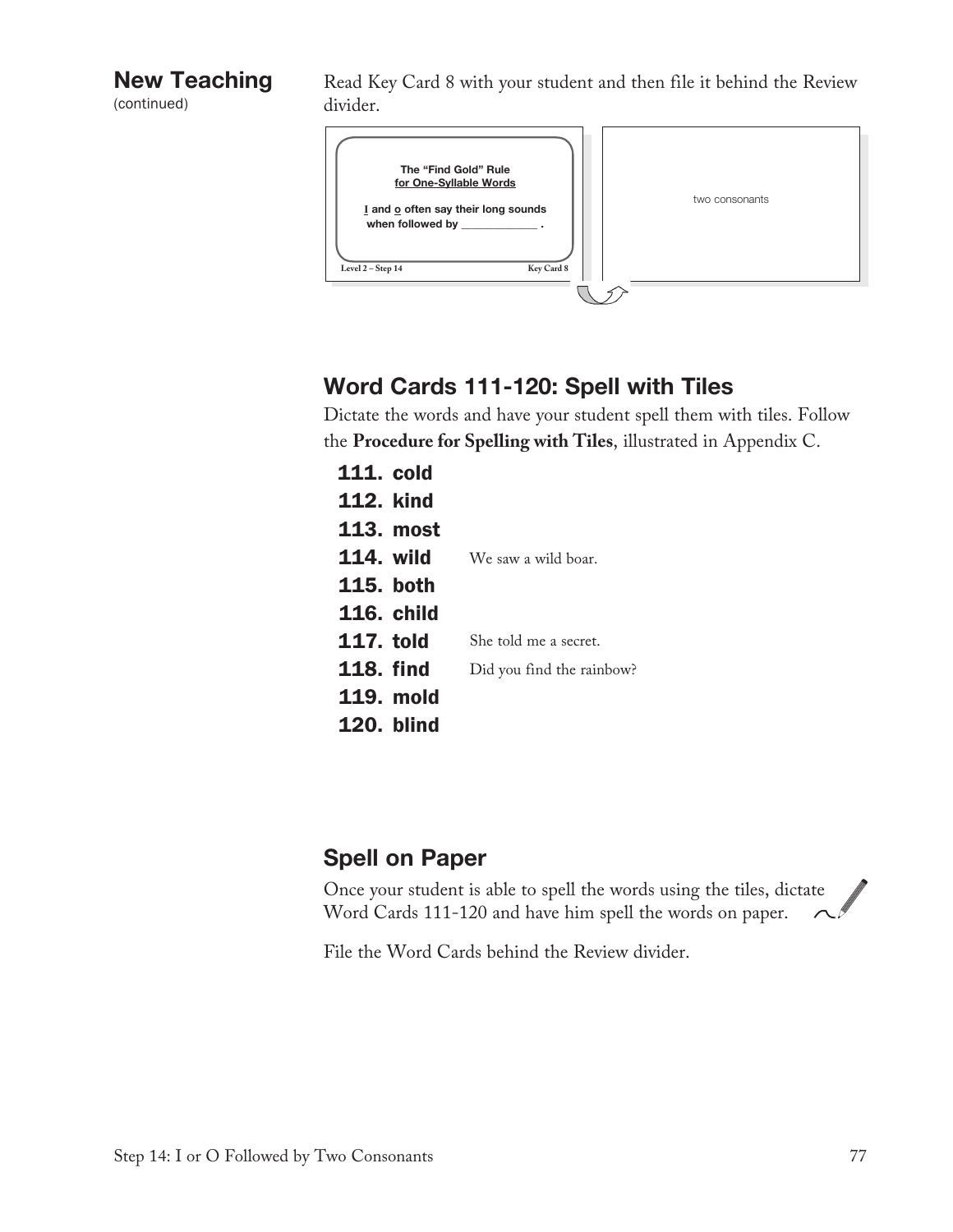## New Teaching
(continued)

Read Key Card 8 with your student and then file it behind the Review divider.

**The "Find Gold" Rule**
**for One-Syllable Words**

**I and o often say their long sounds when followed by _____________ .**

Level 2 – Step 14 Key Card 8

two consonants

## Word Cards 111-120: Spell with Tiles

Dictate the words and have your student spell them with tiles. Follow the **Procedure for Spelling with Tiles**, illustrated in Appendix C.

**111. cold**
**112. kind**
**113. most**
**114. wild** We saw a wild boar.
**115. both**
**116. child**
**117. told** She told me a secret.
**118. find** Did you find the rainbow?
**119. mold**
**120. blind**

## Spell on Paper

Once your student is able to spell the words using the tiles, dictate Word Cards 111-120 and have him spell the words on paper.

File the Word Cards behind the Review divider.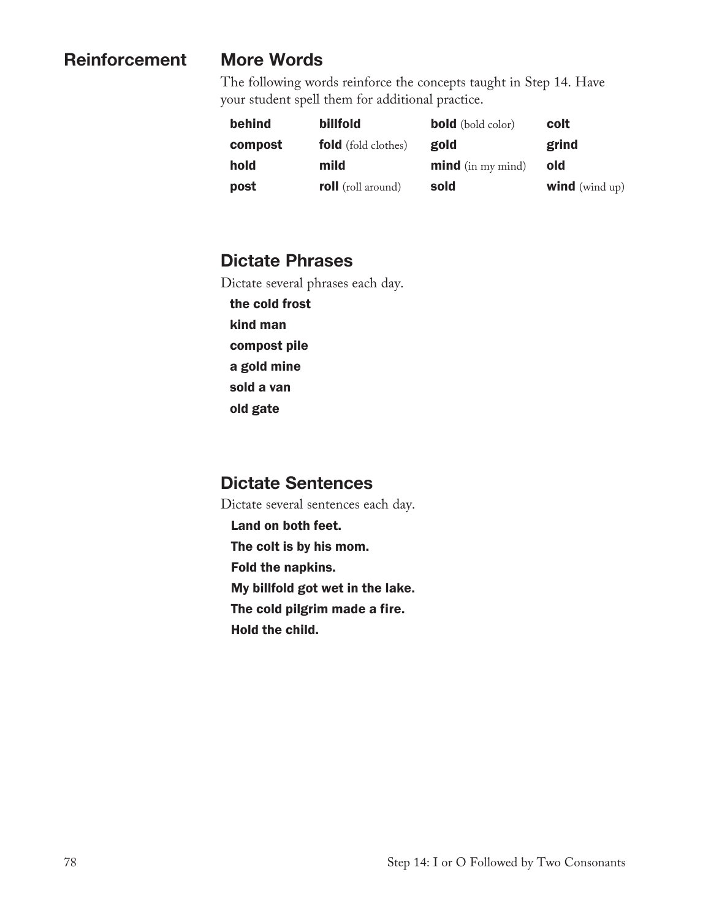## Reinforcement

### More Words

The following words reinforce the concepts taught in Step 14. Have your student spell them for additional practice.

| | | | |
|---|---|---|---|
| **behind** | **billfold** | **bold** (bold color) | **colt** |
| **compost** | **fold** (fold clothes) | **gold** | **grind** |
| **hold** | **mild** | **mind** (in my mind) | **old** |
| **post** | **roll** (roll around) | **sold** | **wind** (wind up) |

### Dictate Phrases

Dictate several phrases each day.

**the cold frost**
**kind man**
**compost pile**
**a gold mine**
**sold a van**
**old gate**

### Dictate Sentences

Dictate several sentences each day.

**Land on both feet.**
**The colt is by his mom.**
**Fold the napkins.**
**My billfold got wet in the lake.**
**The cold pilgrim made a fire.**
**Hold the child.**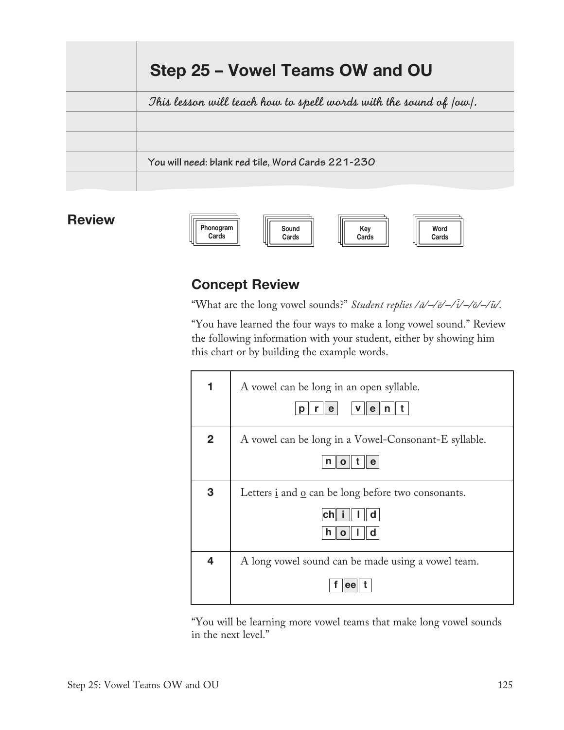# Step 25 – Vowel Teams OW and OU

*This lesson will teach how to spell words with the sound of /ow/.*

You will need: blank red tile, Word Cards 221-230

## Review

Phonogram Cards | Sound Cards | Key Cards | Word Cards

### Concept Review

"What are the long vowel sounds?" *Student replies /ā/–/ē/–/ī/–/ō/–/ū/.*

"You have learned the four ways to make a long vowel sound." Review the following information with your student, either by showing him this chart or by building the example words.

| | |
|---|---|
| **1** | A vowel can be long in an open syllable. <br> p r e   v e n t |
| **2** | A vowel can be long in a Vowel-Consonant-E syllable. <br> n o t e |
| **3** | Letters i and o can be long before two consonants. <br> ch i l d <br> h o l d |
| **4** | A long vowel sound can be made using a vowel team. <br> f ee t |

"You will be learning more vowel teams that make long vowel sounds in the next level."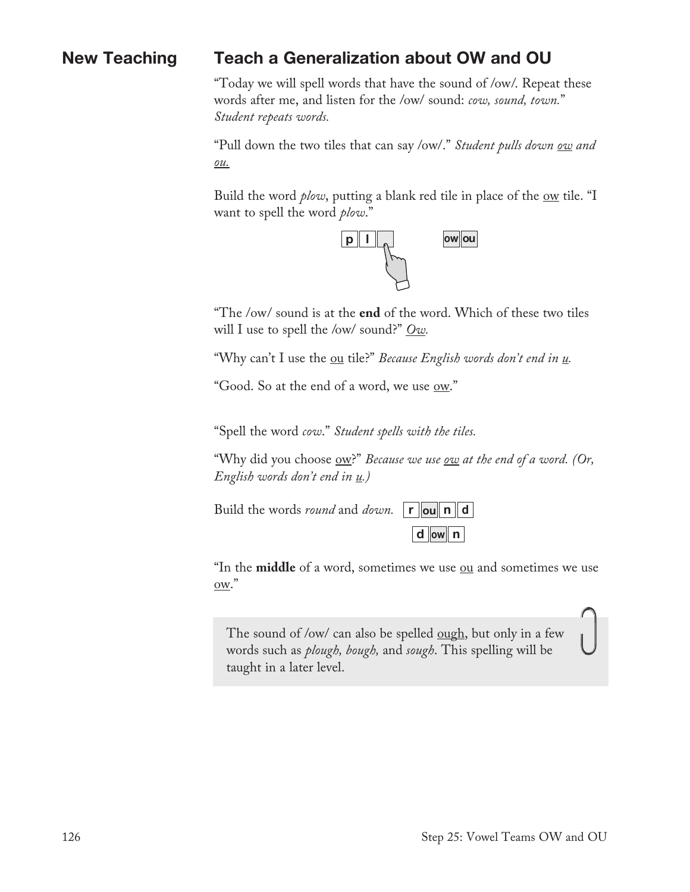## New Teaching

## Teach a Generalization about OW and OU

"Today we will spell words that have the sound of /ow/. Repeat these words after me, and listen for the /ow/ sound: *cow, sound, town.*" *Student repeats words.*

"Pull down the two tiles that can say /ow/." *Student pulls down ow and ou.*

Build the word *plow*, putting a blank red tile in place of the ow tile. "I want to spell the word *plow*."

p l [ ]    ow ou

"The /ow/ sound is at the **end** of the word. Which of these two tiles will I use to spell the /ow/ sound?" *Ow.*

"Why can't I use the ou tile?" *Because English words don't end in u.*

"Good. So at the end of a word, we use ow."

"Spell the word *cow*." *Student spells with the tiles.*

"Why did you choose ow?" *Because we use ow at the end of a word. (Or, English words don't end in u.)*

Build the words *round* and *down.*

r ou n d

d ow n

"In the **middle** of a word, sometimes we use ou and sometimes we use ow."

> The sound of /ow/ can also be spelled ough, but only in a few words such as *plough, bough,* and *sough*. This spelling will be taught in a later level.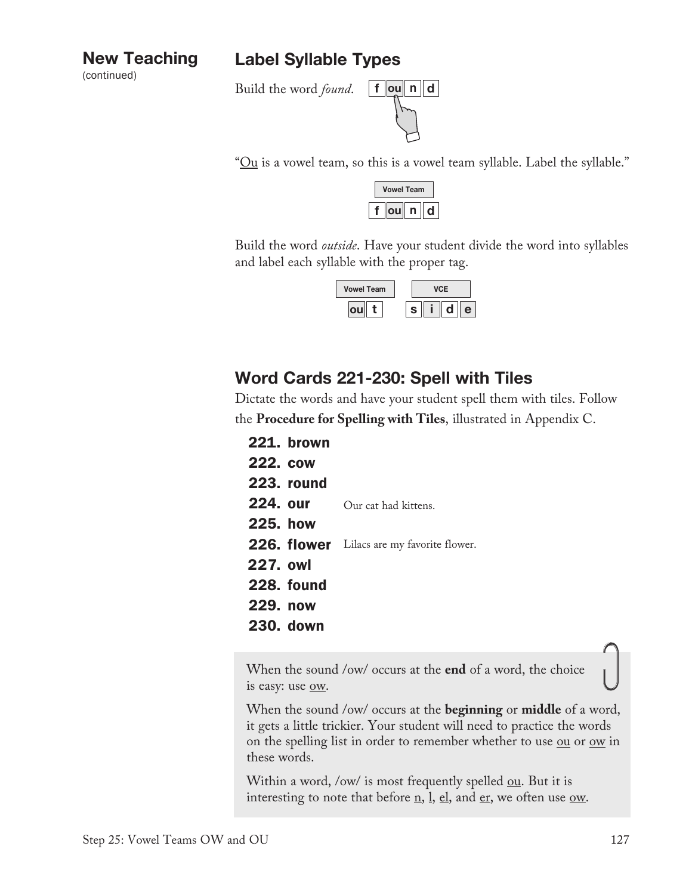## New Teaching
(continued)

## Label Syllable Types

Build the word *found*. f ou n d

"<u>Ou</u> is a vowel team, so this is a vowel team syllable. Label the syllable."

Vowel Team
f ou n d

Build the word *outside*. Have your student divide the word into syllables and label each syllable with the proper tag.

Vowel Team — ou t    VCE — s i d e

## Word Cards 221-230: Spell with Tiles

Dictate the words and have your student spell them with tiles. Follow the **Procedure for Spelling with Tiles**, illustrated in Appendix C.

**221. brown**
**222. cow**
**223. round**
**224. our** Our cat had kittens.
**225. how**
**226. flower** Lilacs are my favorite flower.
**227. owl**
**228. found**
**229. now**
**230. down**

When the sound /ow/ occurs at the **end** of a word, the choice is easy: use <u>ow</u>.

When the sound /ow/ occurs at the **beginning** or **middle** of a word, it gets a little trickier. Your student will need to practice the words on the spelling list in order to remember whether to use <u>ou</u> or <u>ow</u> in these words.

Within a word, /ow/ is most frequently spelled <u>ou</u>. But it is interesting to note that before <u>n</u>, <u>l</u>, <u>el</u>, and <u>er</u>, we often use <u>ow</u>.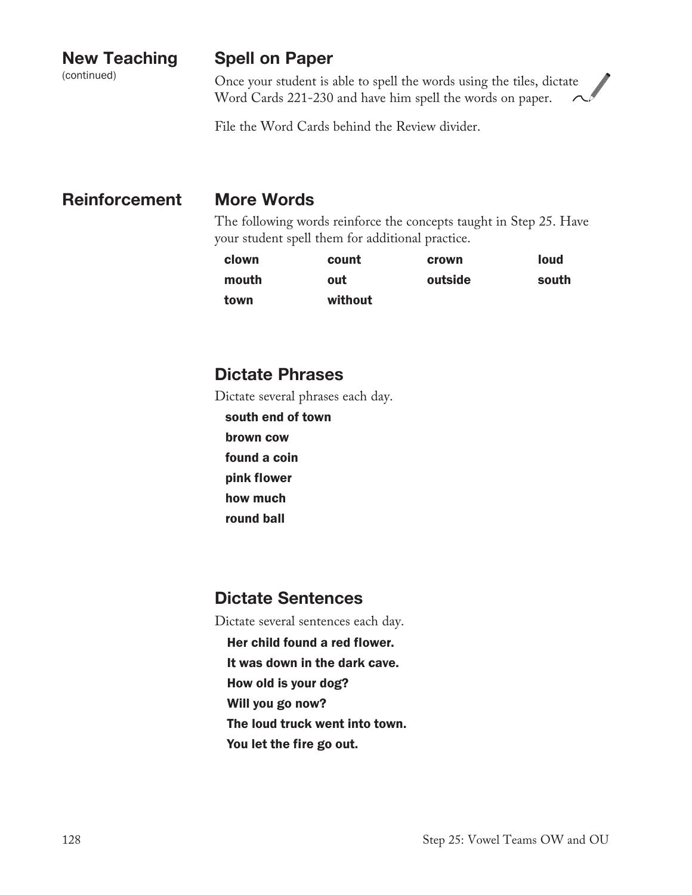## New Teaching
(continued)

### Spell on Paper

Once your student is able to spell the words using the tiles, dictate Word Cards 221-230 and have him spell the words on paper.

File the Word Cards behind the Review divider.

## Reinforcement

### More Words

The following words reinforce the concepts taught in Step 25. Have your student spell them for additional practice.

| | | | |
|---|---|---|---|
| **clown** | **count** | **crown** | **loud** |
| **mouth** | **out** | **outside** | **south** |
| **town** | **without** | | |

### Dictate Phrases

Dictate several phrases each day.

**south end of town**
**brown cow**
**found a coin**
**pink flower**
**how much**
**round ball**

### Dictate Sentences

Dictate several sentences each day.

**Her child found a red flower.**
**It was down in the dark cave.**
**How old is your dog?**
**Will you go now?**
**The loud truck went into town.**
**You let the fire go out.**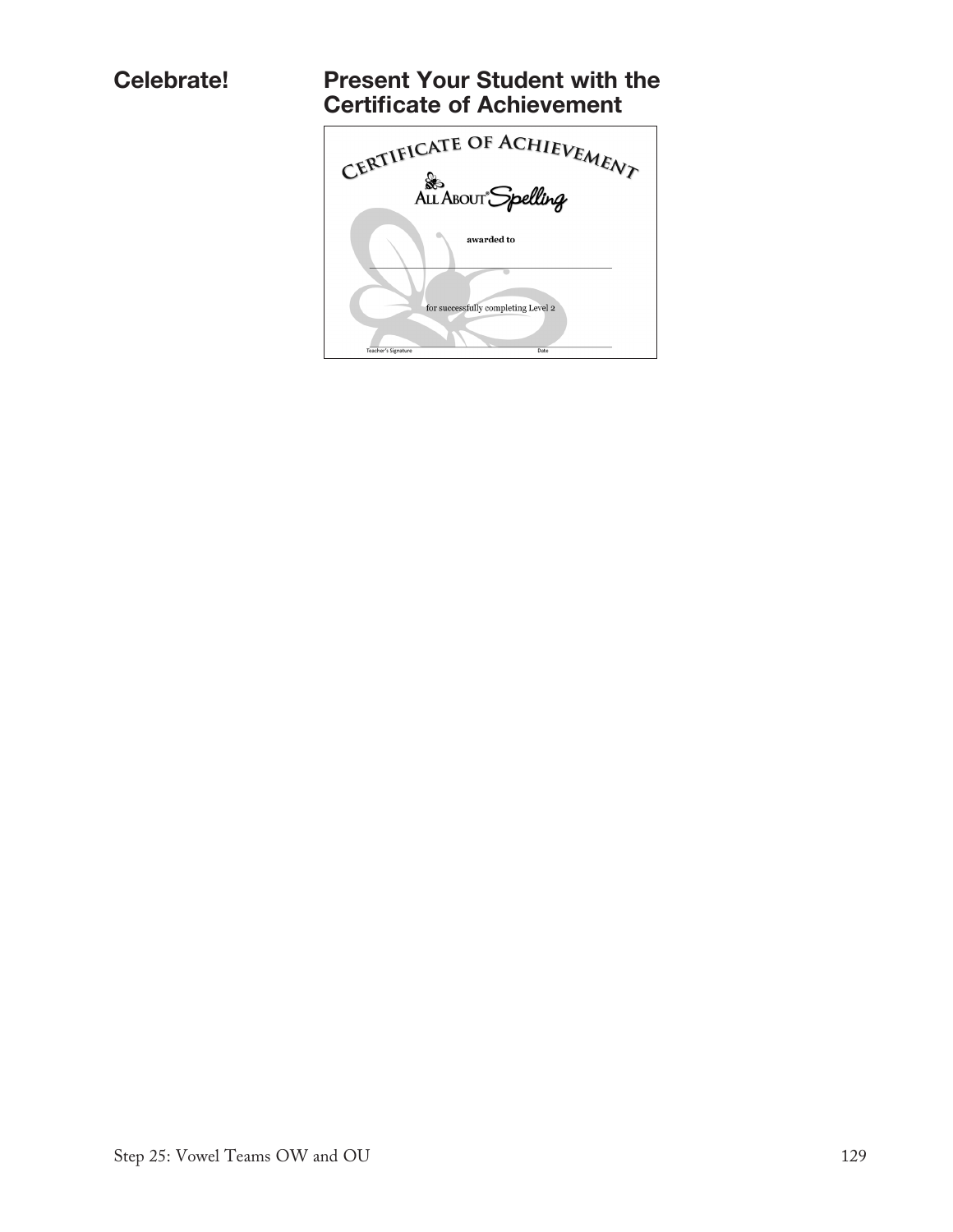**Celebrate!**

## Present Your Student with the Certificate of Achievement

CERTIFICATE OF ACHIEVEMENT

All About® Spelling

**awarded to**

for successfully completing Level 2

Teacher's Signature

Date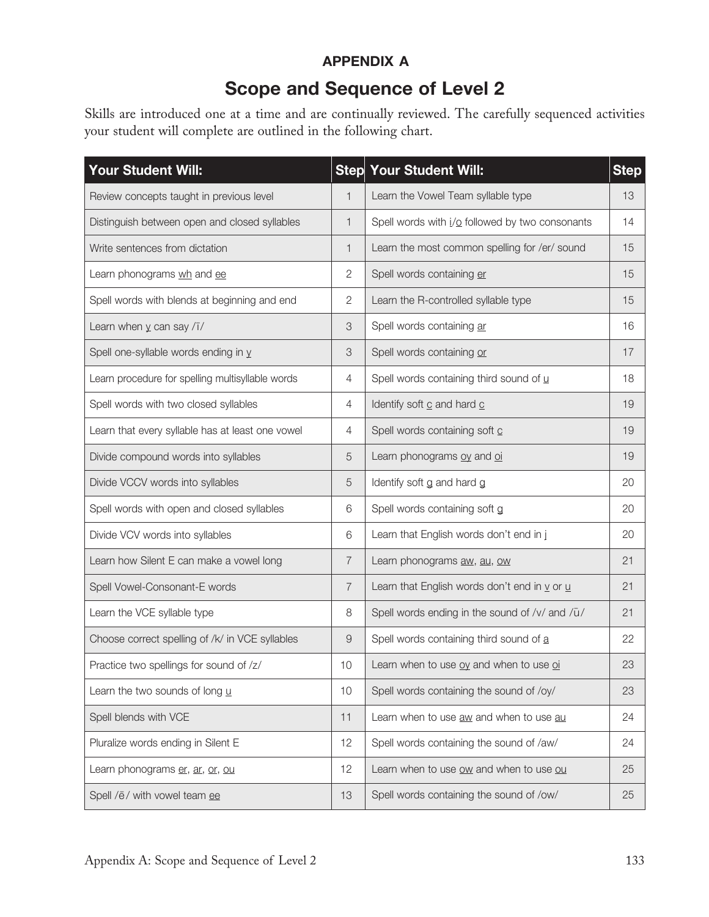**APPENDIX A**

# Scope and Sequence of Level 2

Skills are introduced one at a time and are continually reviewed. The carefully sequenced activities your student will complete are outlined in the following chart.

| Your Student Will: | Step | Your Student Will: | Step |
|---|---|---|---|
| Review concepts taught in previous level | 1 | Learn the Vowel Team syllable type | 13 |
| Distinguish between open and closed syllables | 1 | Spell words with i/o followed by two consonants | 14 |
| Write sentences from dictation | 1 | Learn the most common spelling for /er/ sound | 15 |
| Learn phonograms wh and ee | 2 | Spell words containing er | 15 |
| Spell words with blends at beginning and end | 2 | Learn the R-controlled syllable type | 15 |
| Learn when y can say /ī/ | 3 | Spell words containing ar | 16 |
| Spell one-syllable words ending in y | 3 | Spell words containing or | 17 |
| Learn procedure for spelling multisyllable words | 4 | Spell words containing third sound of u | 18 |
| Spell words with two closed syllables | 4 | Identify soft c and hard c | 19 |
| Learn that every syllable has at least one vowel | 4 | Spell words containing soft c | 19 |
| Divide compound words into syllables | 5 | Learn phonograms oy and oi | 19 |
| Divide VCCV words into syllables | 5 | Identify soft g and hard g | 20 |
| Spell words with open and closed syllables | 6 | Spell words containing soft g | 20 |
| Divide VCV words into syllables | 6 | Learn that English words don't end in j | 20 |
| Learn how Silent E can make a vowel long | 7 | Learn phonograms aw, au, ow | 21 |
| Spell Vowel-Consonant-E words | 7 | Learn that English words don't end in v or u | 21 |
| Learn the VCE syllable type | 8 | Spell words ending in the sound of /v/ and /ū/ | 21 |
| Choose correct spelling of /k/ in VCE syllables | 9 | Spell words containing third sound of a | 22 |
| Practice two spellings for sound of /z/ | 10 | Learn when to use oy and when to use oi | 23 |
| Learn the two sounds of long u | 10 | Spell words containing the sound of /oy/ | 23 |
| Spell blends with VCE | 11 | Learn when to use aw and when to use au | 24 |
| Pluralize words ending in Silent E | 12 | Spell words containing the sound of /aw/ | 24 |
| Learn phonograms er, ar, or, ou | 12 | Learn when to use ow and when to use ou | 25 |
| Spell /ē/ with vowel team ee | 13 | Spell words containing the sound of /ow/ | 25 |